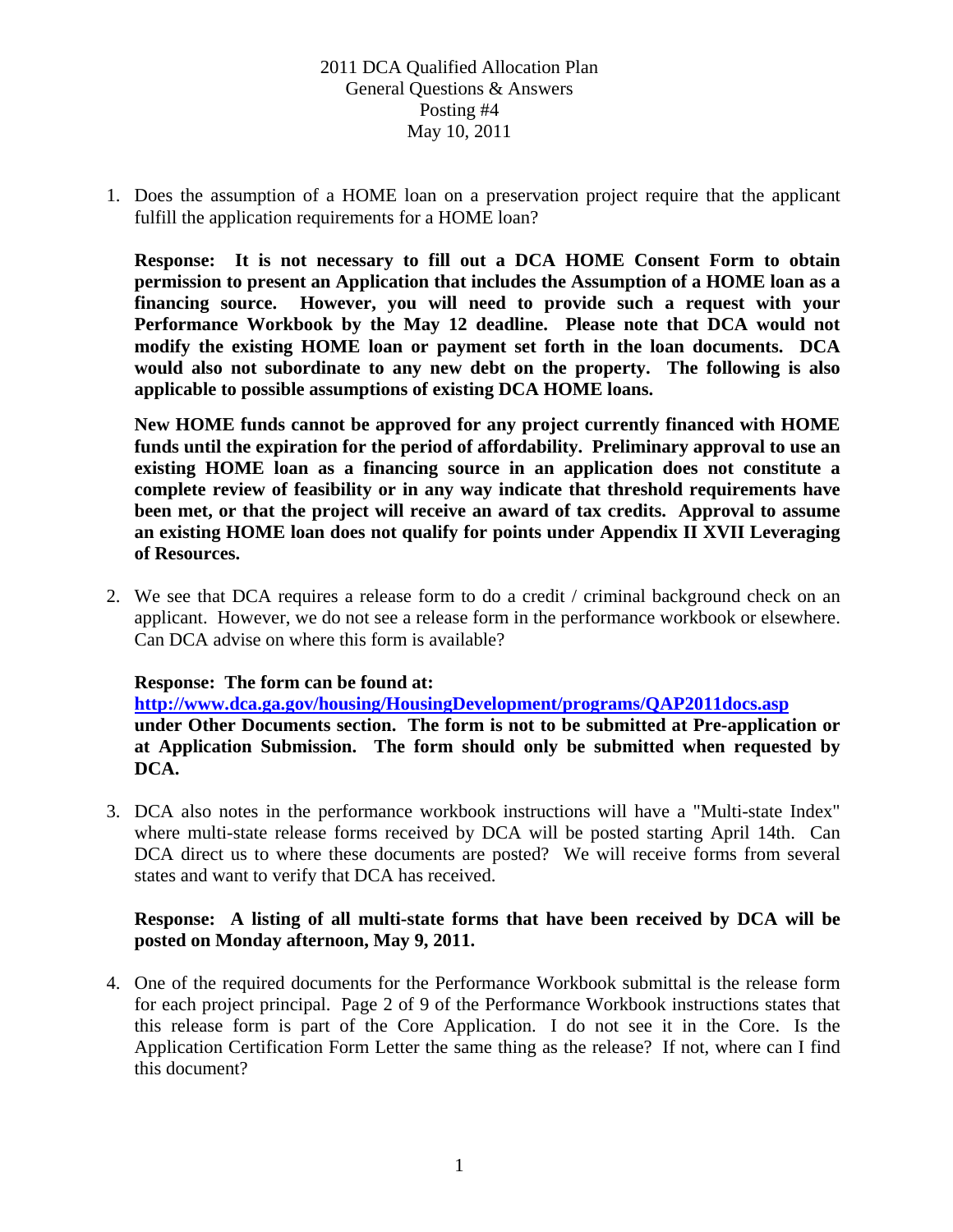2011 DCA Qualified Allocation Plan
General Questions & Answers
Posting #4
May 10, 2011

1. Does the assumption of a HOME loan on a preservation project require that the applicant fulfill the application requirements for a HOME loan?

   **Response: It is not necessary to fill out a DCA HOME Consent Form to obtain permission to present an Application that includes the Assumption of a HOME loan as a financing source. However, you will need to provide such a request with your Performance Workbook by the May 12 deadline. Please note that DCA would not modify the existing HOME loan or payment set forth in the loan documents. DCA would also not subordinate to any new debt on the property. The following is also applicable to possible assumptions of existing DCA HOME loans.**

   **New HOME funds cannot be approved for any project currently financed with HOME funds until the expiration for the period of affordability. Preliminary approval to use an existing HOME loan as a financing source in an application does not constitute a complete review of feasibility or in any way indicate that threshold requirements have been met, or that the project will receive an award of tax credits. Approval to assume an existing HOME loan does not qualify for points under Appendix II XVII Leveraging of Resources.**

2. We see that DCA requires a release form to do a credit / criminal background check on an applicant. However, we do not see a release form in the performance workbook or elsewhere. Can DCA advise on where this form is available?

   **Response: The form can be found at: http://www.dca.ga.gov/housing/HousingDevelopment/programs/QAP2011docs.asp under Other Documents section. The form is not to be submitted at Pre-application or at Application Submission. The form should only be submitted when requested by DCA.**

3. DCA also notes in the performance workbook instructions will have a "Multi-state Index" where multi-state release forms received by DCA will be posted starting April 14th. Can DCA direct us to where these documents are posted? We will receive forms from several states and want to verify that DCA has received.

   **Response: A listing of all multi-state forms that have been received by DCA will be posted on Monday afternoon, May 9, 2011.**

4. One of the required documents for the Performance Workbook submittal is the release form for each project principal. Page 2 of 9 of the Performance Workbook instructions states that this release form is part of the Core Application. I do not see it in the Core. Is the Application Certification Form Letter the same thing as the release? If not, where can I find this document?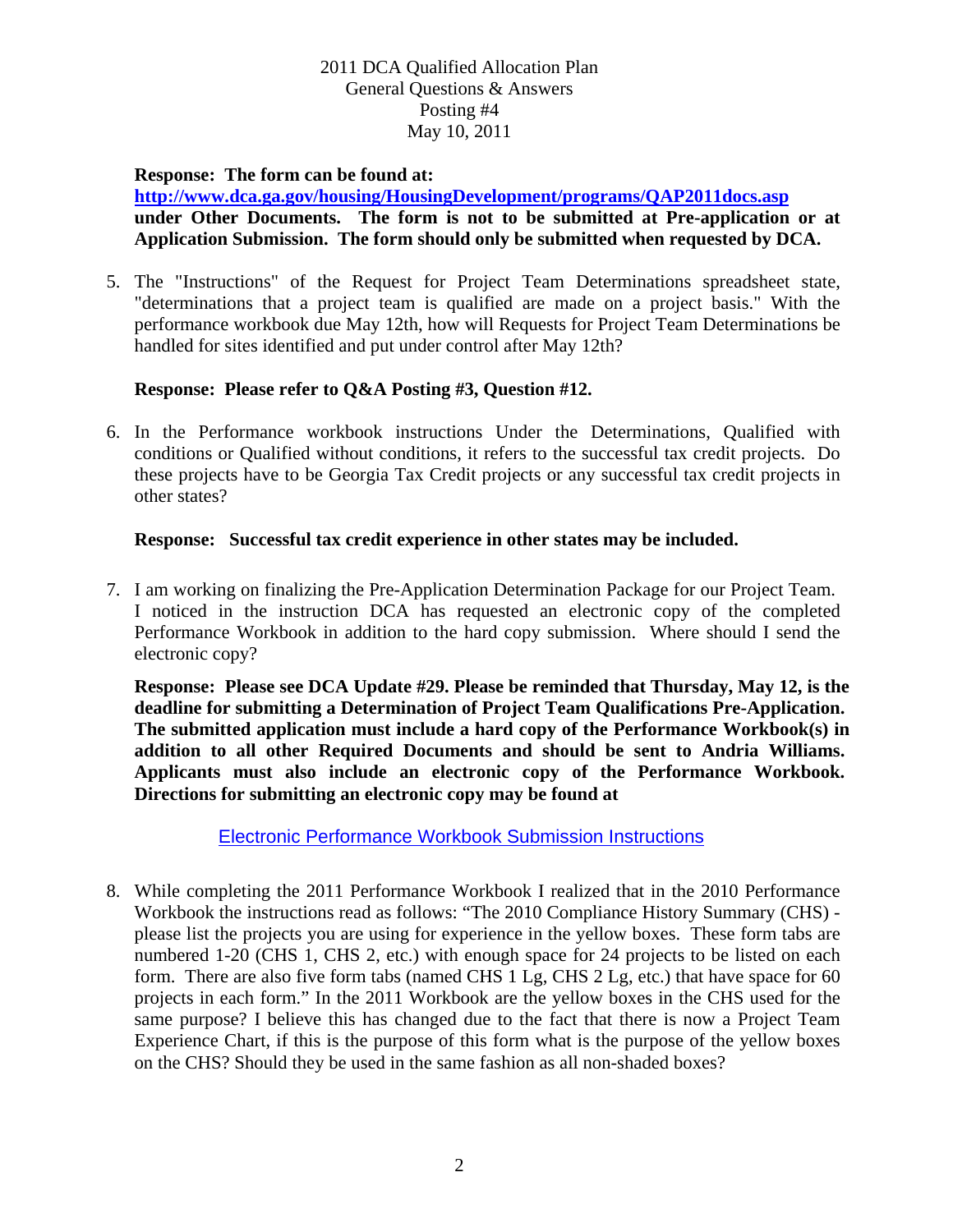**Response: The form can be found at: http://www.dca.ga.gov/housing/HousingDevelopment/programs/QAP2011docs.asp under Other Documents. The form is not to be submitted at Pre-application or at Application Submission. The form should only be submitted when requested by DCA.**

5. The "Instructions" of the Request for Project Team Determinations spreadsheet state, "determinations that a project team is qualified are made on a project basis." With the performance workbook due May 12th, how will Requests for Project Team Determinations be handled for sites identified and put under control after May 12th?

   **Response: Please refer to Q&A Posting #3, Question #12.**

6. In the Performance workbook instructions Under the Determinations, Qualified with conditions or Qualified without conditions, it refers to the successful tax credit projects. Do these projects have to be Georgia Tax Credit projects or any successful tax credit projects in other states?

   **Response: Successful tax credit experience in other states may be included.**

7. I am working on finalizing the Pre-Application Determination Package for our Project Team. I noticed in the instruction DCA has requested an electronic copy of the completed Performance Workbook in addition to the hard copy submission. Where should I send the electronic copy?

   **Response: Please see DCA Update #29. Please be reminded that Thursday, May 12, is the deadline for submitting a Determination of Project Team Qualifications Pre-Application. The submitted application must include a hard copy of the Performance Workbook(s) in addition to all other Required Documents and should be sent to Andria Williams. Applicants must also include an electronic copy of the Performance Workbook. Directions for submitting an electronic copy may be found at**

   Electronic Performance Workbook Submission Instructions

8. While completing the 2011 Performance Workbook I realized that in the 2010 Performance Workbook the instructions read as follows: "The 2010 Compliance History Summary (CHS) - please list the projects you are using for experience in the yellow boxes. These form tabs are numbered 1-20 (CHS 1, CHS 2, etc.) with enough space for 24 projects to be listed on each form. There are also five form tabs (named CHS 1 Lg, CHS 2 Lg, etc.) that have space for 60 projects in each form." In the 2011 Workbook are the yellow boxes in the CHS used for the same purpose? I believe this has changed due to the fact that there is now a Project Team Experience Chart, if this is the purpose of this form what is the purpose of the yellow boxes on the CHS? Should they be used in the same fashion as all non-shaded boxes?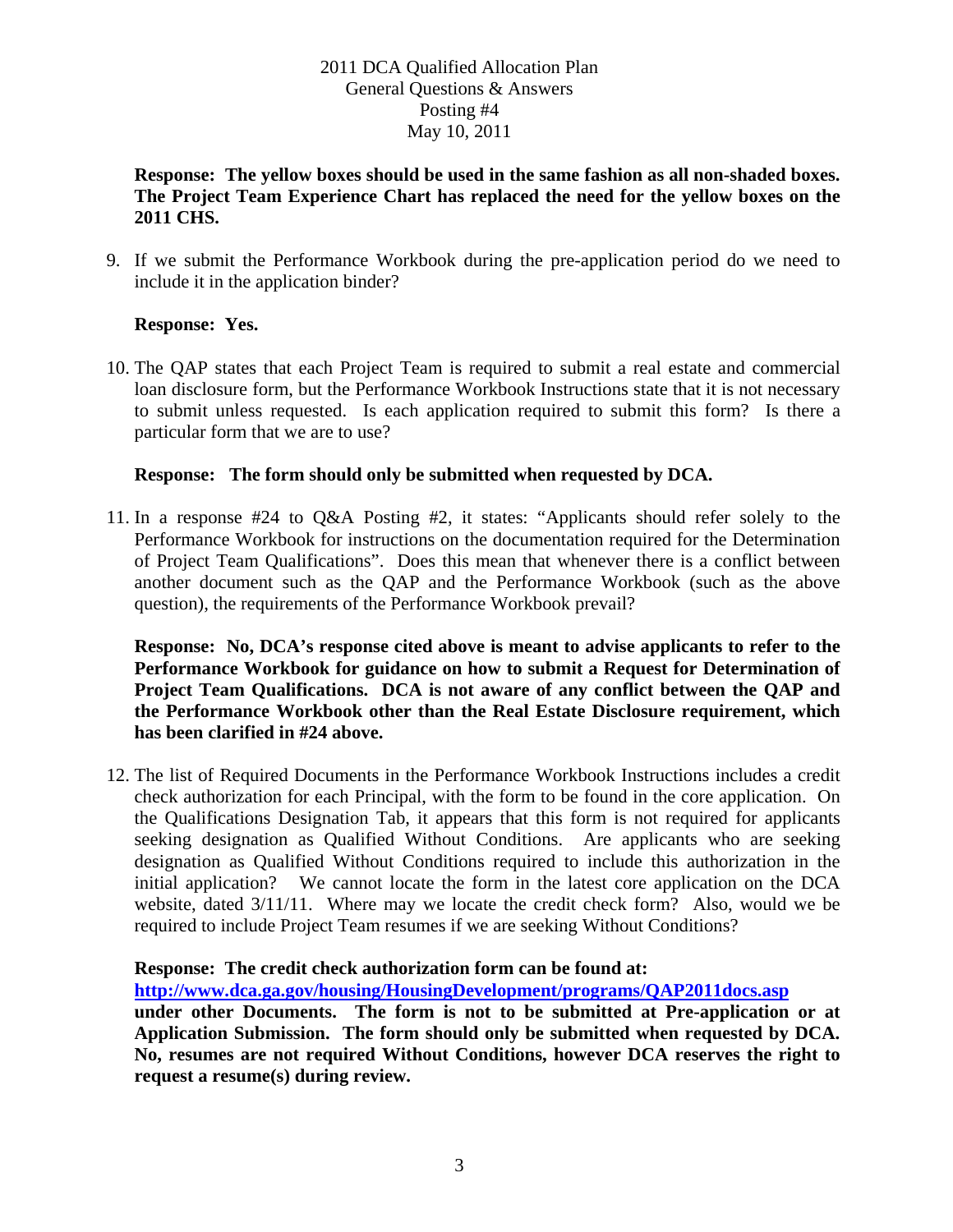**Response: The yellow boxes should be used in the same fashion as all non-shaded boxes. The Project Team Experience Chart has replaced the need for the yellow boxes on the 2011 CHS.**

9. If we submit the Performance Workbook during the pre-application period do we need to include it in the application binder?

   **Response: Yes.**

10. The QAP states that each Project Team is required to submit a real estate and commercial loan disclosure form, but the Performance Workbook Instructions state that it is not necessary to submit unless requested. Is each application required to submit this form? Is there a particular form that we are to use?

    **Response: The form should only be submitted when requested by DCA.**

11. In a response #24 to Q&A Posting #2, it states: "Applicants should refer solely to the Performance Workbook for instructions on the documentation required for the Determination of Project Team Qualifications". Does this mean that whenever there is a conflict between another document such as the QAP and the Performance Workbook (such as the above question), the requirements of the Performance Workbook prevail?

    **Response: No, DCA's response cited above is meant to advise applicants to refer to the Performance Workbook for guidance on how to submit a Request for Determination of Project Team Qualifications. DCA is not aware of any conflict between the QAP and the Performance Workbook other than the Real Estate Disclosure requirement, which has been clarified in #24 above.**

12. The list of Required Documents in the Performance Workbook Instructions includes a credit check authorization for each Principal, with the form to be found in the core application. On the Qualifications Designation Tab, it appears that this form is not required for applicants seeking designation as Qualified Without Conditions. Are applicants who are seeking designation as Qualified Without Conditions required to include this authorization in the initial application? We cannot locate the form in the latest core application on the DCA website, dated 3/11/11. Where may we locate the credit check form? Also, would we be required to include Project Team resumes if we are seeking Without Conditions?

    **Response: The credit check authorization form can be found at:**
    **http://www.dca.ga.gov/housing/HousingDevelopment/programs/QAP2011docs.asp**
    **under other Documents. The form is not to be submitted at Pre-application or at Application Submission. The form should only be submitted when requested by DCA. No, resumes are not required Without Conditions, however DCA reserves the right to request a resume(s) during review.**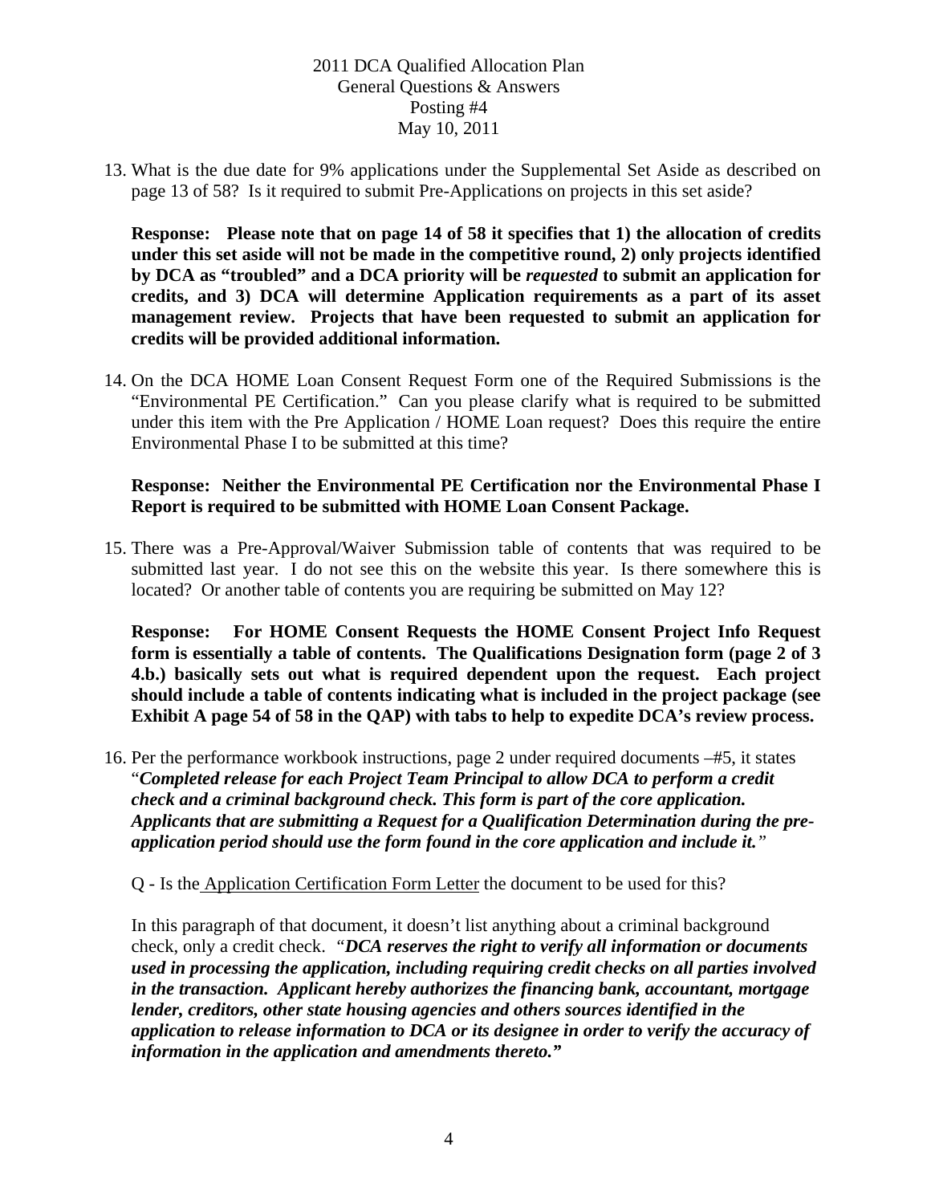2011 DCA Qualified Allocation Plan
General Questions & Answers
Posting #4
May 10, 2011

13. What is the due date for 9% applications under the Supplemental Set Aside as described on page 13 of 58? Is it required to submit Pre-Applications on projects in this set aside?

    **Response: Please note that on page 14 of 58 it specifies that 1) the allocation of credits under this set aside will not be made in the competitive round, 2) only projects identified by DCA as "troubled" and a DCA priority will be *requested* to submit an application for credits, and 3) DCA will determine Application requirements as a part of its asset management review. Projects that have been requested to submit an application for credits will be provided additional information.**

14. On the DCA HOME Loan Consent Request Form one of the Required Submissions is the "Environmental PE Certification." Can you please clarify what is required to be submitted under this item with the Pre Application / HOME Loan request? Does this require the entire Environmental Phase I to be submitted at this time?

    **Response: Neither the Environmental PE Certification nor the Environmental Phase I Report is required to be submitted with HOME Loan Consent Package.**

15. There was a Pre-Approval/Waiver Submission table of contents that was required to be submitted last year. I do not see this on the website this year. Is there somewhere this is located? Or another table of contents you are requiring be submitted on May 12?

    **Response: For HOME Consent Requests the HOME Consent Project Info Request form is essentially a table of contents. The Qualifications Designation form (page 2 of 3 4.b.) basically sets out what is required dependent upon the request. Each project should include a table of contents indicating what is included in the project package (see Exhibit A page 54 of 58 in the QAP) with tabs to help to expedite DCA's review process.**

16. Per the performance workbook instructions, page 2 under required documents –#5, it states "***Completed release for each Project Team Principal to allow DCA to perform a credit check and a criminal background check. This form is part of the core application. Applicants that are submitting a Request for a Qualification Determination during the pre-application period should use the form found in the core application and include it.***"

    Q - Is the Application Certification Form Letter the document to be used for this?

    In this paragraph of that document, it doesn't list anything about a criminal background check, only a credit check. "***DCA reserves the right to verify all information or documents used in processing the application, including requiring credit checks on all parties involved in the transaction. Applicant hereby authorizes the financing bank, accountant, mortgage lender, creditors, other state housing agencies and others sources identified in the application to release information to DCA or its designee in order to verify the accuracy of information in the application and amendments thereto.***"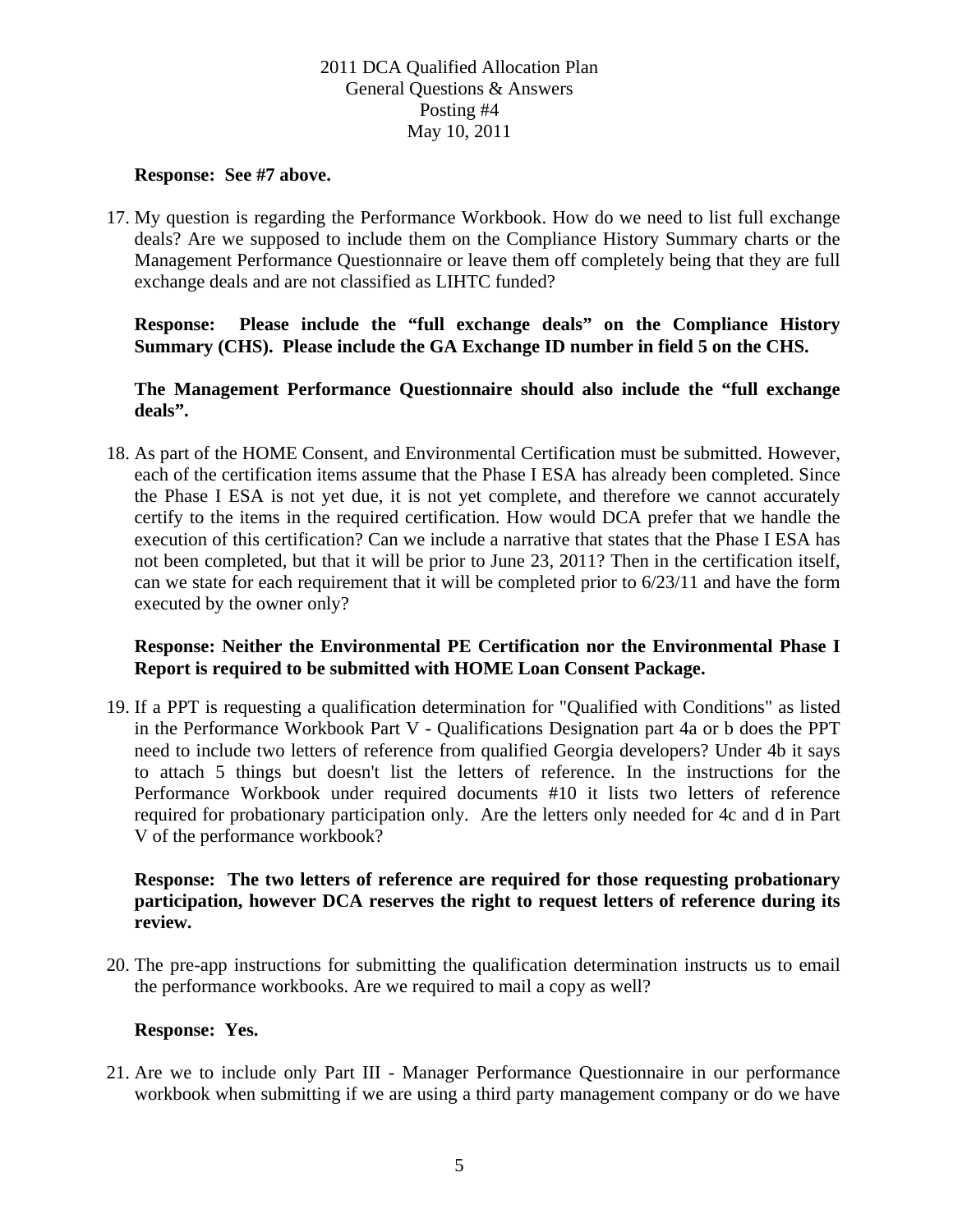**Response: See #7 above.**

17. My question is regarding the Performance Workbook. How do we need to list full exchange deals? Are we supposed to include them on the Compliance History Summary charts or the Management Performance Questionnaire or leave them off completely being that they are full exchange deals and are not classified as LIHTC funded?

    **Response: Please include the "full exchange deals" on the Compliance History Summary (CHS). Please include the GA Exchange ID number in field 5 on the CHS.**

    **The Management Performance Questionnaire should also include the "full exchange deals".**

18. As part of the HOME Consent, and Environmental Certification must be submitted. However, each of the certification items assume that the Phase I ESA has already been completed. Since the Phase I ESA is not yet due, it is not yet complete, and therefore we cannot accurately certify to the items in the required certification. How would DCA prefer that we handle the execution of this certification? Can we include a narrative that states that the Phase I ESA has not been completed, but that it will be prior to June 23, 2011? Then in the certification itself, can we state for each requirement that it will be completed prior to 6/23/11 and have the form executed by the owner only?

    **Response: Neither the Environmental PE Certification nor the Environmental Phase I Report is required to be submitted with HOME Loan Consent Package.**

19. If a PPT is requesting a qualification determination for "Qualified with Conditions" as listed in the Performance Workbook Part V - Qualifications Designation part 4a or b does the PPT need to include two letters of reference from qualified Georgia developers? Under 4b it says to attach 5 things but doesn't list the letters of reference. In the instructions for the Performance Workbook under required documents #10 it lists two letters of reference required for probationary participation only. Are the letters only needed for 4c and d in Part V of the performance workbook?

    **Response: The two letters of reference are required for those requesting probationary participation, however DCA reserves the right to request letters of reference during its review.**

20. The pre-app instructions for submitting the qualification determination instructs us to email the performance workbooks. Are we required to mail a copy as well?

    **Response: Yes.**

21. Are we to include only Part III - Manager Performance Questionnaire in our performance workbook when submitting if we are using a third party management company or do we have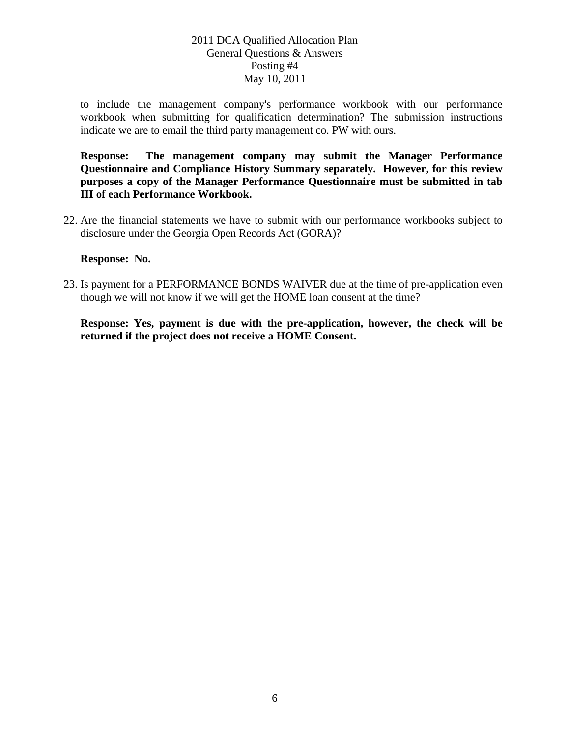to include the management company's performance workbook with our performance workbook when submitting for qualification determination? The submission instructions indicate we are to email the third party management co. PW with ours.

**Response: The management company may submit the Manager Performance Questionnaire and Compliance History Summary separately. However, for this review purposes a copy of the Manager Performance Questionnaire must be submitted in tab III of each Performance Workbook.**

22. Are the financial statements we have to submit with our performance workbooks subject to disclosure under the Georgia Open Records Act (GORA)?

    **Response: No.**

23. Is payment for a PERFORMANCE BONDS WAIVER due at the time of pre-application even though we will not know if we will get the HOME loan consent at the time?

    **Response: Yes, payment is due with the pre-application, however, the check will be returned if the project does not receive a HOME Consent.**